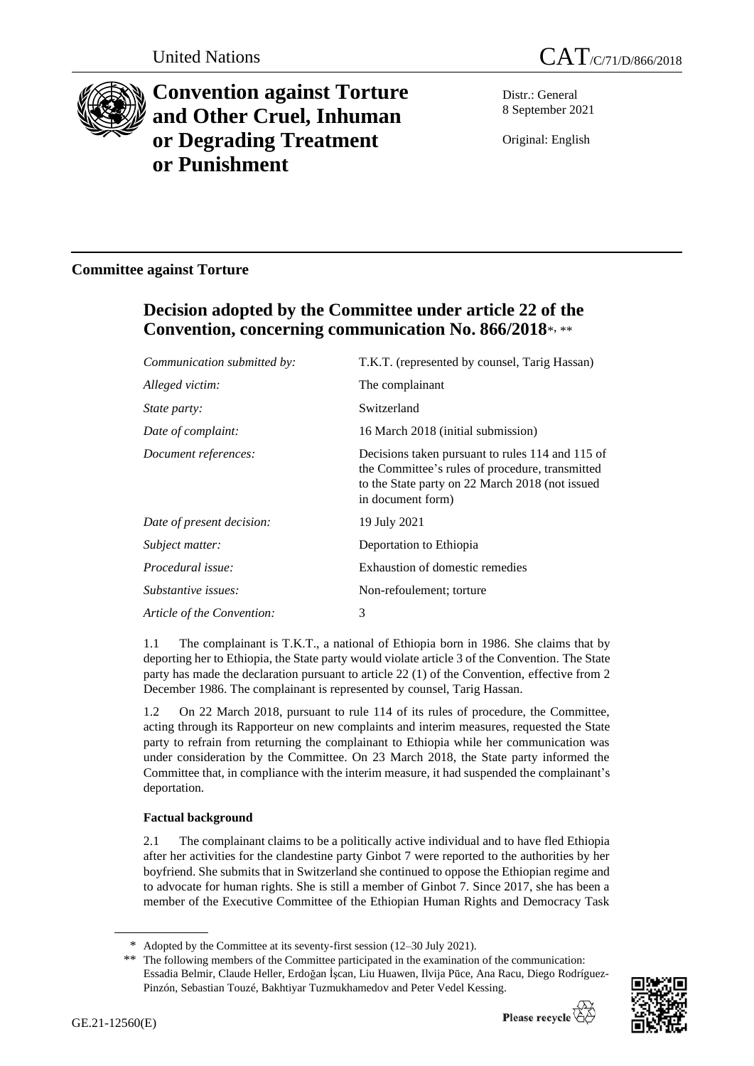United Nations

# CAT/C/71/D/866/2018

# Convention against Torture and Other Cruel, Inhuman or Degrading Treatment or Punishment

Distr.: General
8 September 2021

Original: English

## Committee against Torture

## Decision adopted by the Committee under article 22 of the Convention, concerning communication No. 866/2018*, **

| | |
|---|---|
| *Communication submitted by:* | T.K.T. (represented by counsel, Tarig Hassan) |
| *Alleged victim:* | The complainant |
| *State party:* | Switzerland |
| *Date of complaint:* | 16 March 2018 (initial submission) |
| *Document references:* | Decisions taken pursuant to rules 114 and 115 of the Committee's rules of procedure, transmitted to the State party on 22 March 2018 (not issued in document form) |
| *Date of present decision:* | 19 July 2021 |
| *Subject matter:* | Deportation to Ethiopia |
| *Procedural issue:* | Exhaustion of domestic remedies |
| *Substantive issues:* | Non-refoulement; torture |
| *Article of the Convention:* | 3 |

1.1 The complainant is T.K.T., a national of Ethiopia born in 1986. She claims that by deporting her to Ethiopia, the State party would violate article 3 of the Convention. The State party has made the declaration pursuant to article 22 (1) of the Convention, effective from 2 December 1986. The complainant is represented by counsel, Tarig Hassan.

1.2 On 22 March 2018, pursuant to rule 114 of its rules of procedure, the Committee, acting through its Rapporteur on new complaints and interim measures, requested the State party to refrain from returning the complainant to Ethiopia while her communication was under consideration by the Committee. On 23 March 2018, the State party informed the Committee that, in compliance with the interim measure, it had suspended the complainant's deportation.

### Factual background

2.1 The complainant claims to be a politically active individual and to have fled Ethiopia after her activities for the clandestine party Ginbot 7 were reported to the authorities by her boyfriend. She submits that in Switzerland she continued to oppose the Ethiopian regime and to advocate for human rights. She is still a member of Ginbot 7. Since 2017, she has been a member of the Executive Committee of the Ethiopian Human Rights and Democracy Task

---

\* Adopted by the Committee at its seventy-first session (12–30 July 2021).

\*\* The following members of the Committee participated in the examination of the communication: Essadia Belmir, Claude Heller, Erdoğan İşcan, Liu Huawen, Ilvija Pūce, Ana Racu, Diego Rodríguez-Pinzón, Sebastian Touzé, Bakhtiyar Tuzmukhamedov and Peter Vedel Kessing.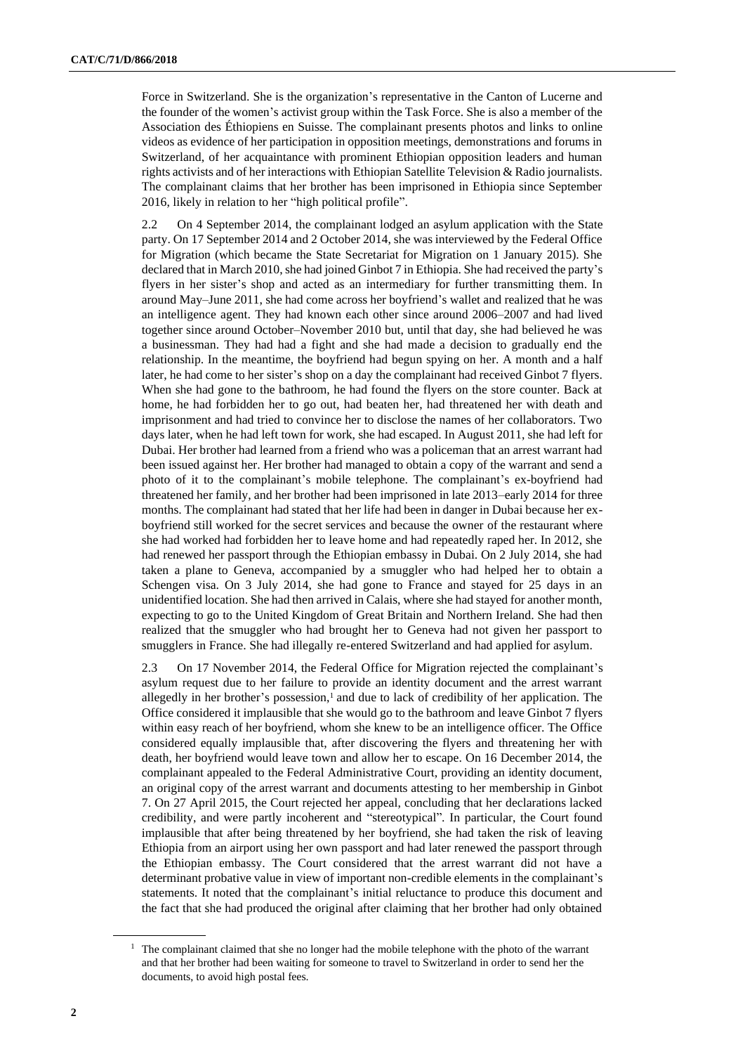Force in Switzerland. She is the organization's representative in the Canton of Lucerne and the founder of the women's activist group within the Task Force. She is also a member of the Association des Éthiopiens en Suisse. The complainant presents photos and links to online videos as evidence of her participation in opposition meetings, demonstrations and forums in Switzerland, of her acquaintance with prominent Ethiopian opposition leaders and human rights activists and of her interactions with Ethiopian Satellite Television & Radio journalists. The complainant claims that her brother has been imprisoned in Ethiopia since September 2016, likely in relation to her "high political profile".

2.2 On 4 September 2014, the complainant lodged an asylum application with the State party. On 17 September 2014 and 2 October 2014, she was interviewed by the Federal Office for Migration (which became the State Secretariat for Migration on 1 January 2015). She declared that in March 2010, she had joined Ginbot 7 in Ethiopia. She had received the party's flyers in her sister's shop and acted as an intermediary for further transmitting them. In around May–June 2011, she had come across her boyfriend's wallet and realized that he was an intelligence agent. They had known each other since around 2006–2007 and had lived together since around October–November 2010 but, until that day, she had believed he was a businessman. They had had a fight and she had made a decision to gradually end the relationship. In the meantime, the boyfriend had begun spying on her. A month and a half later, he had come to her sister's shop on a day the complainant had received Ginbot 7 flyers. When she had gone to the bathroom, he had found the flyers on the store counter. Back at home, he had forbidden her to go out, had beaten her, had threatened her with death and imprisonment and had tried to convince her to disclose the names of her collaborators. Two days later, when he had left town for work, she had escaped. In August 2011, she had left for Dubai. Her brother had learned from a friend who was a policeman that an arrest warrant had been issued against her. Her brother had managed to obtain a copy of the warrant and send a photo of it to the complainant's mobile telephone. The complainant's ex-boyfriend had threatened her family, and her brother had been imprisoned in late 2013–early 2014 for three months. The complainant had stated that her life had been in danger in Dubai because her ex-boyfriend still worked for the secret services and because the owner of the restaurant where she had worked had forbidden her to leave home and had repeatedly raped her. In 2012, she had renewed her passport through the Ethiopian embassy in Dubai. On 2 July 2014, she had taken a plane to Geneva, accompanied by a smuggler who had helped her to obtain a Schengen visa. On 3 July 2014, she had gone to France and stayed for 25 days in an unidentified location. She had then arrived in Calais, where she had stayed for another month, expecting to go to the United Kingdom of Great Britain and Northern Ireland. She had then realized that the smuggler who had brought her to Geneva had not given her passport to smugglers in France. She had illegally re-entered Switzerland and had applied for asylum.

2.3 On 17 November 2014, the Federal Office for Migration rejected the complainant's asylum request due to her failure to provide an identity document and the arrest warrant allegedly in her brother's possession,[1] and due to lack of credibility of her application. The Office considered it implausible that she would go to the bathroom and leave Ginbot 7 flyers within easy reach of her boyfriend, whom she knew to be an intelligence officer. The Office considered equally implausible that, after discovering the flyers and threatening her with death, her boyfriend would leave town and allow her to escape. On 16 December 2014, the complainant appealed to the Federal Administrative Court, providing an identity document, an original copy of the arrest warrant and documents attesting to her membership in Ginbot 7. On 27 April 2015, the Court rejected her appeal, concluding that her declarations lacked credibility, and were partly incoherent and "stereotypical". In particular, the Court found implausible that after being threatened by her boyfriend, she had taken the risk of leaving Ethiopia from an airport using her own passport and had later renewed the passport through the Ethiopian embassy. The Court considered that the arrest warrant did not have a determinant probative value in view of important non-credible elements in the complainant's statements. It noted that the complainant's initial reluctance to produce this document and the fact that she had produced the original after claiming that her brother had only obtained

[1] The complainant claimed that she no longer had the mobile telephone with the photo of the warrant and that her brother had been waiting for someone to travel to Switzerland in order to send her the documents, to avoid high postal fees.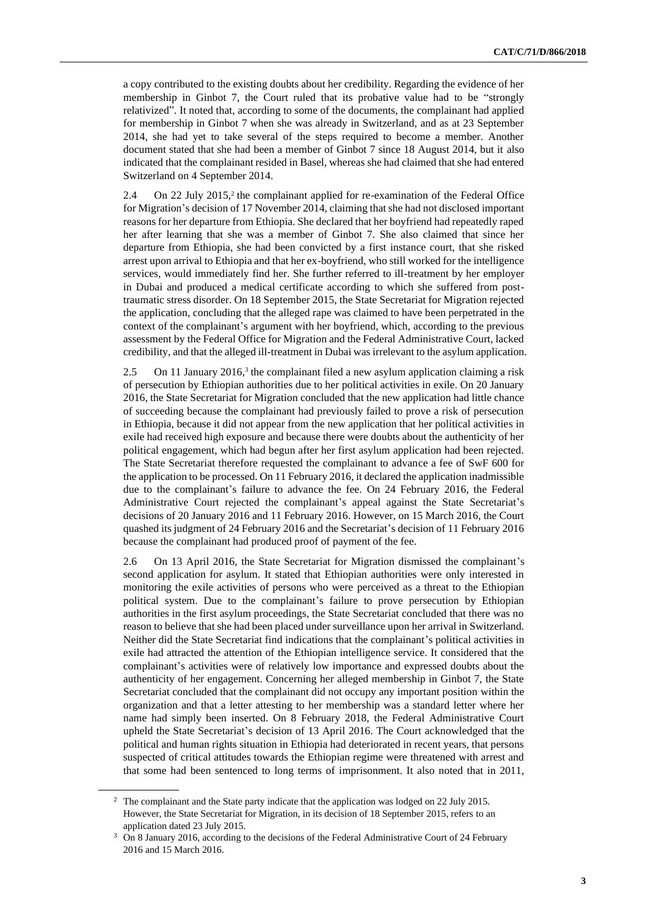a copy contributed to the existing doubts about her credibility. Regarding the evidence of her membership in Ginbot 7, the Court ruled that its probative value had to be "strongly relativized". It noted that, according to some of the documents, the complainant had applied for membership in Ginbot 7 when she was already in Switzerland, and as at 23 September 2014, she had yet to take several of the steps required to become a member. Another document stated that she had been a member of Ginbot 7 since 18 August 2014, but it also indicated that the complainant resided in Basel, whereas she had claimed that she had entered Switzerland on 4 September 2014.

2.4 On 22 July 2015,[2] the complainant applied for re-examination of the Federal Office for Migration's decision of 17 November 2014, claiming that she had not disclosed important reasons for her departure from Ethiopia. She declared that her boyfriend had repeatedly raped her after learning that she was a member of Ginbot 7. She also claimed that since her departure from Ethiopia, she had been convicted by a first instance court, that she risked arrest upon arrival to Ethiopia and that her ex-boyfriend, who still worked for the intelligence services, would immediately find her. She further referred to ill-treatment by her employer in Dubai and produced a medical certificate according to which she suffered from post-traumatic stress disorder. On 18 September 2015, the State Secretariat for Migration rejected the application, concluding that the alleged rape was claimed to have been perpetrated in the context of the complainant's argument with her boyfriend, which, according to the previous assessment by the Federal Office for Migration and the Federal Administrative Court, lacked credibility, and that the alleged ill-treatment in Dubai was irrelevant to the asylum application.

2.5 On 11 January 2016,[3] the complainant filed a new asylum application claiming a risk of persecution by Ethiopian authorities due to her political activities in exile. On 20 January 2016, the State Secretariat for Migration concluded that the new application had little chance of succeeding because the complainant had previously failed to prove a risk of persecution in Ethiopia, because it did not appear from the new application that her political activities in exile had received high exposure and because there were doubts about the authenticity of her political engagement, which had begun after her first asylum application had been rejected. The State Secretariat therefore requested the complainant to advance a fee of SwF 600 for the application to be processed. On 11 February 2016, it declared the application inadmissible due to the complainant's failure to advance the fee. On 24 February 2016, the Federal Administrative Court rejected the complainant's appeal against the State Secretariat's decisions of 20 January 2016 and 11 February 2016. However, on 15 March 2016, the Court quashed its judgment of 24 February 2016 and the Secretariat's decision of 11 February 2016 because the complainant had produced proof of payment of the fee.

2.6 On 13 April 2016, the State Secretariat for Migration dismissed the complainant's second application for asylum. It stated that Ethiopian authorities were only interested in monitoring the exile activities of persons who were perceived as a threat to the Ethiopian political system. Due to the complainant's failure to prove persecution by Ethiopian authorities in the first asylum proceedings, the State Secretariat concluded that there was no reason to believe that she had been placed under surveillance upon her arrival in Switzerland. Neither did the State Secretariat find indications that the complainant's political activities in exile had attracted the attention of the Ethiopian intelligence service. It considered that the complainant's activities were of relatively low importance and expressed doubts about the authenticity of her engagement. Concerning her alleged membership in Ginbot 7, the State Secretariat concluded that the complainant did not occupy any important position within the organization and that a letter attesting to her membership was a standard letter where her name had simply been inserted. On 8 February 2018, the Federal Administrative Court upheld the State Secretariat's decision of 13 April 2016. The Court acknowledged that the political and human rights situation in Ethiopia had deteriorated in recent years, that persons suspected of critical attitudes towards the Ethiopian regime were threatened with arrest and that some had been sentenced to long terms of imprisonment. It also noted that in 2011,

[2] The complainant and the State party indicate that the application was lodged on 22 July 2015. However, the State Secretariat for Migration, in its decision of 18 September 2015, refers to an application dated 23 July 2015.

[3] On 8 January 2016, according to the decisions of the Federal Administrative Court of 24 February 2016 and 15 March 2016.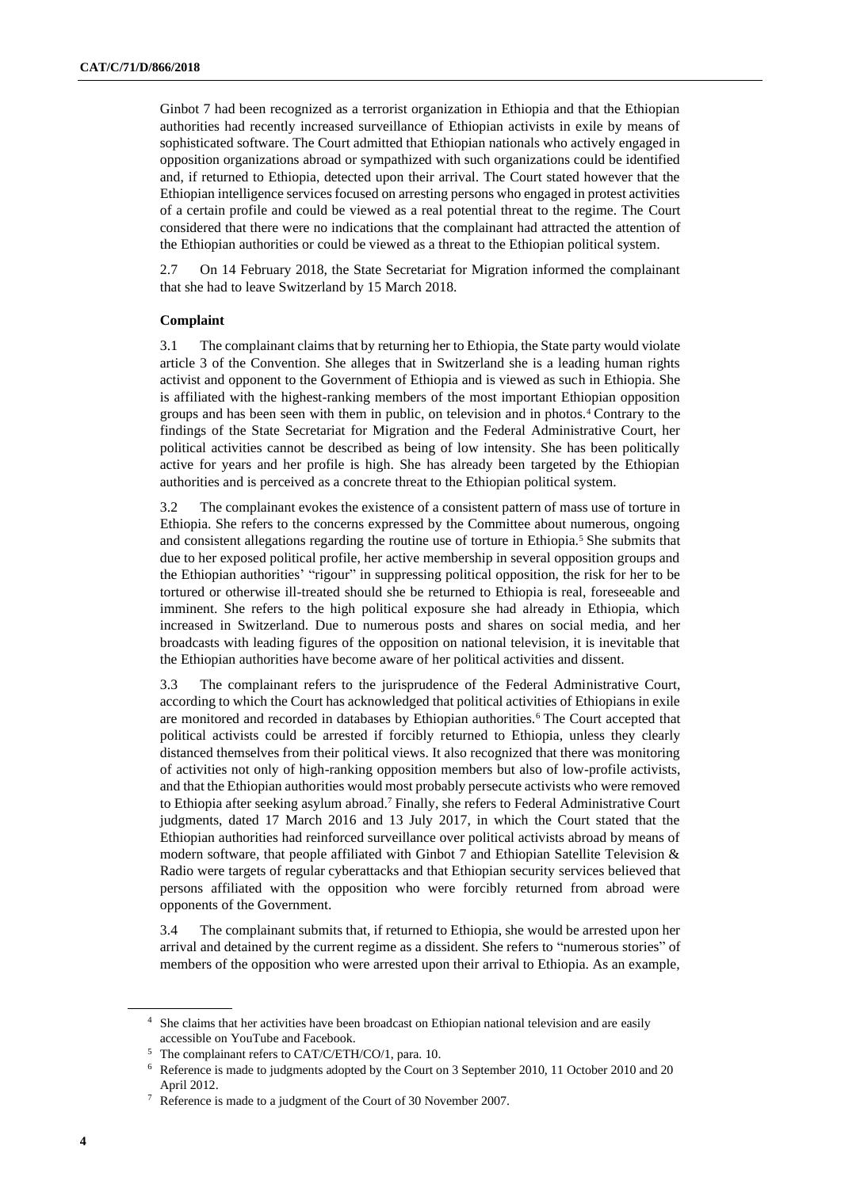Ginbot 7 had been recognized as a terrorist organization in Ethiopia and that the Ethiopian authorities had recently increased surveillance of Ethiopian activists in exile by means of sophisticated software. The Court admitted that Ethiopian nationals who actively engaged in opposition organizations abroad or sympathized with such organizations could be identified and, if returned to Ethiopia, detected upon their arrival. The Court stated however that the Ethiopian intelligence services focused on arresting persons who engaged in protest activities of a certain profile and could be viewed as a real potential threat to the regime. The Court considered that there were no indications that the complainant had attracted the attention of the Ethiopian authorities or could be viewed as a threat to the Ethiopian political system.

2.7 On 14 February 2018, the State Secretariat for Migration informed the complainant that she had to leave Switzerland by 15 March 2018.

### Complaint

3.1 The complainant claims that by returning her to Ethiopia, the State party would violate article 3 of the Convention. She alleges that in Switzerland she is a leading human rights activist and opponent to the Government of Ethiopia and is viewed as such in Ethiopia. She is affiliated with the highest-ranking members of the most important Ethiopian opposition groups and has been seen with them in public, on television and in photos.[4] Contrary to the findings of the State Secretariat for Migration and the Federal Administrative Court, her political activities cannot be described as being of low intensity. She has been politically active for years and her profile is high. She has already been targeted by the Ethiopian authorities and is perceived as a concrete threat to the Ethiopian political system.

3.2 The complainant evokes the existence of a consistent pattern of mass use of torture in Ethiopia. She refers to the concerns expressed by the Committee about numerous, ongoing and consistent allegations regarding the routine use of torture in Ethiopia.[5] She submits that due to her exposed political profile, her active membership in several opposition groups and the Ethiopian authorities' "rigour" in suppressing political opposition, the risk for her to be tortured or otherwise ill-treated should she be returned to Ethiopia is real, foreseeable and imminent. She refers to the high political exposure she had already in Ethiopia, which increased in Switzerland. Due to numerous posts and shares on social media, and her broadcasts with leading figures of the opposition on national television, it is inevitable that the Ethiopian authorities have become aware of her political activities and dissent.

3.3 The complainant refers to the jurisprudence of the Federal Administrative Court, according to which the Court has acknowledged that political activities of Ethiopians in exile are monitored and recorded in databases by Ethiopian authorities.[6] The Court accepted that political activists could be arrested if forcibly returned to Ethiopia, unless they clearly distanced themselves from their political views. It also recognized that there was monitoring of activities not only of high-ranking opposition members but also of low-profile activists, and that the Ethiopian authorities would most probably persecute activists who were removed to Ethiopia after seeking asylum abroad.[7] Finally, she refers to Federal Administrative Court judgments, dated 17 March 2016 and 13 July 2017, in which the Court stated that the Ethiopian authorities had reinforced surveillance over political activists abroad by means of modern software, that people affiliated with Ginbot 7 and Ethiopian Satellite Television & Radio were targets of regular cyberattacks and that Ethiopian security services believed that persons affiliated with the opposition who were forcibly returned from abroad were opponents of the Government.

3.4 The complainant submits that, if returned to Ethiopia, she would be arrested upon her arrival and detained by the current regime as a dissident. She refers to "numerous stories" of members of the opposition who were arrested upon their arrival to Ethiopia. As an example,

[4] She claims that her activities have been broadcast on Ethiopian national television and are easily accessible on YouTube and Facebook.

[5] The complainant refers to CAT/C/ETH/CO/1, para. 10.

[6] Reference is made to judgments adopted by the Court on 3 September 2010, 11 October 2010 and 20 April 2012.

[7] Reference is made to a judgment of the Court of 30 November 2007.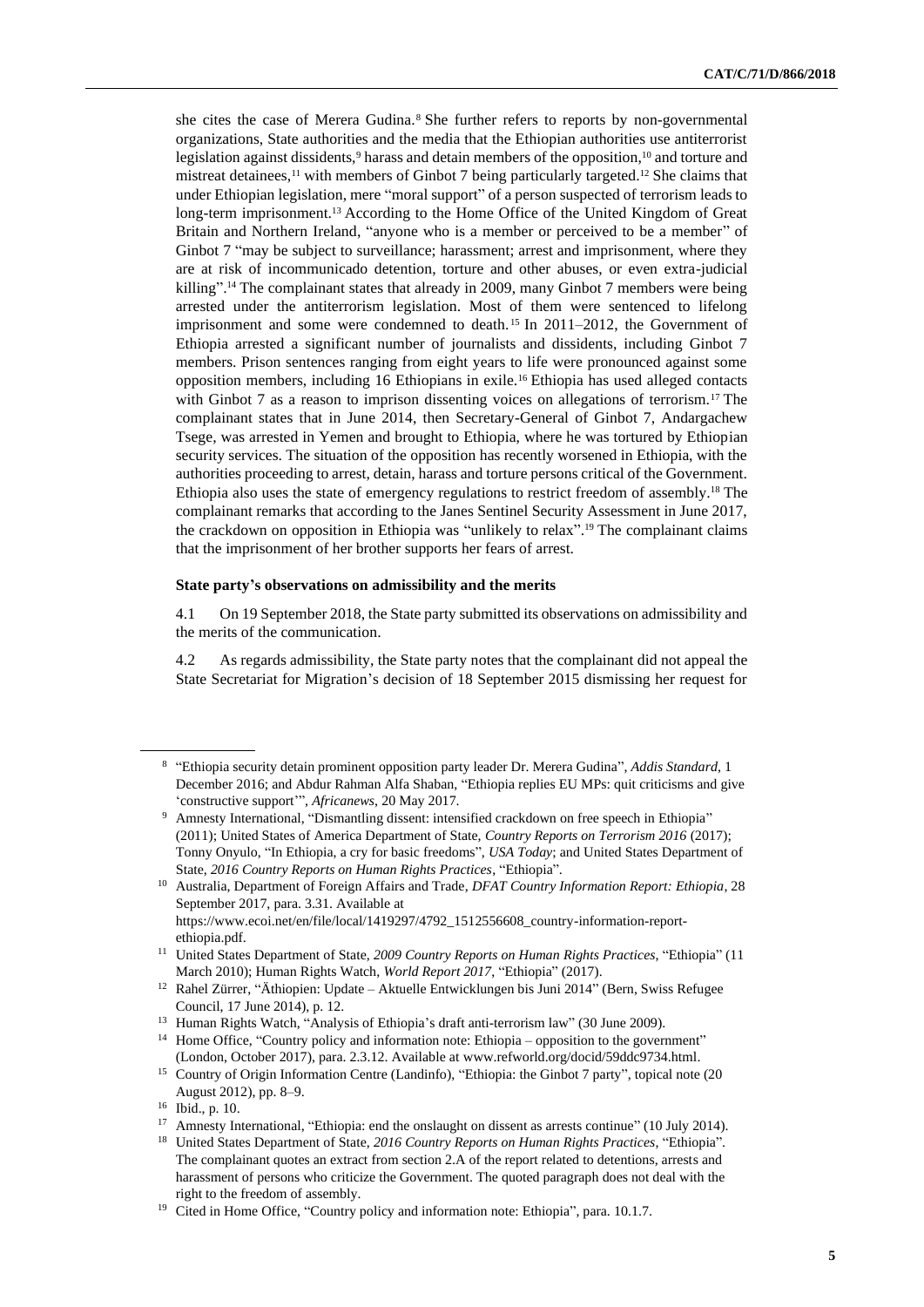she cites the case of Merera Gudina.[8] She further refers to reports by non-governmental organizations, State authorities and the media that the Ethiopian authorities use antiterrorist legislation against dissidents,[9] harass and detain members of the opposition,[10] and torture and mistreat detainees,[11] with members of Ginbot 7 being particularly targeted.[12] She claims that under Ethiopian legislation, mere "moral support" of a person suspected of terrorism leads to long-term imprisonment.[13] According to the Home Office of the United Kingdom of Great Britain and Northern Ireland, "anyone who is a member or perceived to be a member" of Ginbot 7 "may be subject to surveillance; harassment; arrest and imprisonment, where they are at risk of incommunicado detention, torture and other abuses, or even extra-judicial killing".[14] The complainant states that already in 2009, many Ginbot 7 members were being arrested under the antiterrorism legislation. Most of them were sentenced to lifelong imprisonment and some were condemned to death.[15] In 2011–2012, the Government of Ethiopia arrested a significant number of journalists and dissidents, including Ginbot 7 members. Prison sentences ranging from eight years to life were pronounced against some opposition members, including 16 Ethiopians in exile.[16] Ethiopia has used alleged contacts with Ginbot 7 as a reason to imprison dissenting voices on allegations of terrorism.[17] The complainant states that in June 2014, then Secretary-General of Ginbot 7, Andargachew Tsege, was arrested in Yemen and brought to Ethiopia, where he was tortured by Ethiopian security services. The situation of the opposition has recently worsened in Ethiopia, with the authorities proceeding to arrest, detain, harass and torture persons critical of the Government. Ethiopia also uses the state of emergency regulations to restrict freedom of assembly.[18] The complainant remarks that according to the Janes Sentinel Security Assessment in June 2017, the crackdown on opposition in Ethiopia was "unlikely to relax".[19] The complainant claims that the imprisonment of her brother supports her fears of arrest.

### State party's observations on admissibility and the merits

4.1 On 19 September 2018, the State party submitted its observations on admissibility and the merits of the communication.

4.2 As regards admissibility, the State party notes that the complainant did not appeal the State Secretariat for Migration's decision of 18 September 2015 dismissing her request for

---

[8] "Ethiopia security detain prominent opposition party leader Dr. Merera Gudina", *Addis Standard*, 1 December 2016; and Abdur Rahman Alfa Shaban, "Ethiopia replies EU MPs: quit criticisms and give 'constructive support'", *Africanews*, 20 May 2017.

[9] Amnesty International, "Dismantling dissent: intensified crackdown on free speech in Ethiopia" (2011); United States of America Department of State, *Country Reports on Terrorism 2016* (2017); Tonny Onyulo, "In Ethiopia, a cry for basic freedoms", *USA Today*; and United States Department of State, *2016 Country Reports on Human Rights Practices*, "Ethiopia".

[10] Australia, Department of Foreign Affairs and Trade, *DFAT Country Information Report: Ethiopia*, 28 September 2017, para. 3.31. Available at https://www.ecoi.net/en/file/local/1419297/4792_1512556608_country-information-report-ethiopia.pdf.

[11] United States Department of State, *2009 Country Reports on Human Rights Practices*, "Ethiopia" (11 March 2010); Human Rights Watch, *World Report 2017*, "Ethiopia" (2017).

[12] Rahel Zürrer, "Äthiopien: Update – Aktuelle Entwicklungen bis Juni 2014" (Bern, Swiss Refugee Council, 17 June 2014), p. 12.

[13] Human Rights Watch, "Analysis of Ethiopia's draft anti-terrorism law" (30 June 2009).

[14] Home Office, "Country policy and information note: Ethiopia – opposition to the government" (London, October 2017), para. 2.3.12. Available at www.refworld.org/docid/59ddc9734.html.

[15] Country of Origin Information Centre (Landinfo), "Ethiopia: the Ginbot 7 party", topical note (20 August 2012), pp. 8–9.

[16] Ibid., p. 10.

[17] Amnesty International, "Ethiopia: end the onslaught on dissent as arrests continue" (10 July 2014).

[18] United States Department of State, *2016 Country Reports on Human Rights Practices*, "Ethiopia". The complainant quotes an extract from section 2.A of the report related to detentions, arrests and harassment of persons who criticize the Government. The quoted paragraph does not deal with the right to the freedom of assembly.

[19] Cited in Home Office, "Country policy and information note: Ethiopia", para. 10.1.7.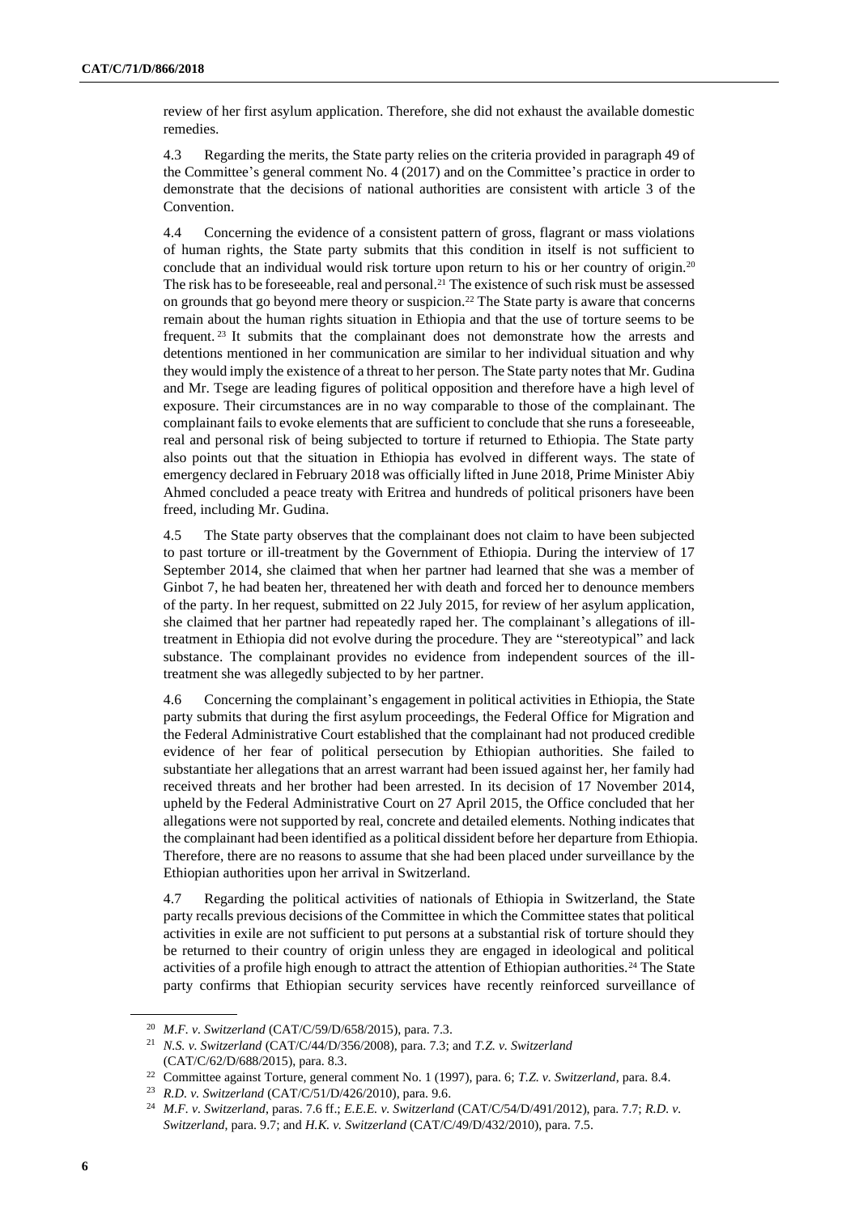review of her first asylum application. Therefore, she did not exhaust the available domestic remedies.

4.3 Regarding the merits, the State party relies on the criteria provided in paragraph 49 of the Committee's general comment No. 4 (2017) and on the Committee's practice in order to demonstrate that the decisions of national authorities are consistent with article 3 of the Convention.

4.4 Concerning the evidence of a consistent pattern of gross, flagrant or mass violations of human rights, the State party submits that this condition in itself is not sufficient to conclude that an individual would risk torture upon return to his or her country of origin.[20] The risk has to be foreseeable, real and personal.[21] The existence of such risk must be assessed on grounds that go beyond mere theory or suspicion.[22] The State party is aware that concerns remain about the human rights situation in Ethiopia and that the use of torture seems to be frequent.[23] It submits that the complainant does not demonstrate how the arrests and detentions mentioned in her communication are similar to her individual situation and why they would imply the existence of a threat to her person. The State party notes that Mr. Gudina and Mr. Tsege are leading figures of political opposition and therefore have a high level of exposure. Their circumstances are in no way comparable to those of the complainant. The complainant fails to evoke elements that are sufficient to conclude that she runs a foreseeable, real and personal risk of being subjected to torture if returned to Ethiopia. The State party also points out that the situation in Ethiopia has evolved in different ways. The state of emergency declared in February 2018 was officially lifted in June 2018, Prime Minister Abiy Ahmed concluded a peace treaty with Eritrea and hundreds of political prisoners have been freed, including Mr. Gudina.

4.5 The State party observes that the complainant does not claim to have been subjected to past torture or ill-treatment by the Government of Ethiopia. During the interview of 17 September 2014, she claimed that when her partner had learned that she was a member of Ginbot 7, he had beaten her, threatened her with death and forced her to denounce members of the party. In her request, submitted on 22 July 2015, for review of her asylum application, she claimed that her partner had repeatedly raped her. The complainant's allegations of ill-treatment in Ethiopia did not evolve during the procedure. They are "stereotypical" and lack substance. The complainant provides no evidence from independent sources of the ill-treatment she was allegedly subjected to by her partner.

4.6 Concerning the complainant's engagement in political activities in Ethiopia, the State party submits that during the first asylum proceedings, the Federal Office for Migration and the Federal Administrative Court established that the complainant had not produced credible evidence of her fear of political persecution by Ethiopian authorities. She failed to substantiate her allegations that an arrest warrant had been issued against her, her family had received threats and her brother had been arrested. In its decision of 17 November 2014, upheld by the Federal Administrative Court on 27 April 2015, the Office concluded that her allegations were not supported by real, concrete and detailed elements. Nothing indicates that the complainant had been identified as a political dissident before her departure from Ethiopia. Therefore, there are no reasons to assume that she had been placed under surveillance by the Ethiopian authorities upon her arrival in Switzerland.

4.7 Regarding the political activities of nationals of Ethiopia in Switzerland, the State party recalls previous decisions of the Committee in which the Committee states that political activities in exile are not sufficient to put persons at a substantial risk of torture should they be returned to their country of origin unless they are engaged in ideological and political activities of a profile high enough to attract the attention of Ethiopian authorities.[24] The State party confirms that Ethiopian security services have recently reinforced surveillance of

---

[20] *M.F. v. Switzerland* (CAT/C/59/D/658/2015), para. 7.3.

[21] *N.S. v. Switzerland* (CAT/C/44/D/356/2008), para. 7.3; and *T.Z. v. Switzerland* (CAT/C/62/D/688/2015), para. 8.3.

[22] Committee against Torture, general comment No. 1 (1997), para. 6; *T.Z. v. Switzerland*, para. 8.4.

[23] *R.D. v. Switzerland* (CAT/C/51/D/426/2010), para. 9.6.

[24] *M.F. v. Switzerland*, paras. 7.6 ff.; *E.E.E. v. Switzerland* (CAT/C/54/D/491/2012), para. 7.7; *R.D. v. Switzerland*, para. 9.7; and *H.K. v. Switzerland* (CAT/C/49/D/432/2010), para. 7.5.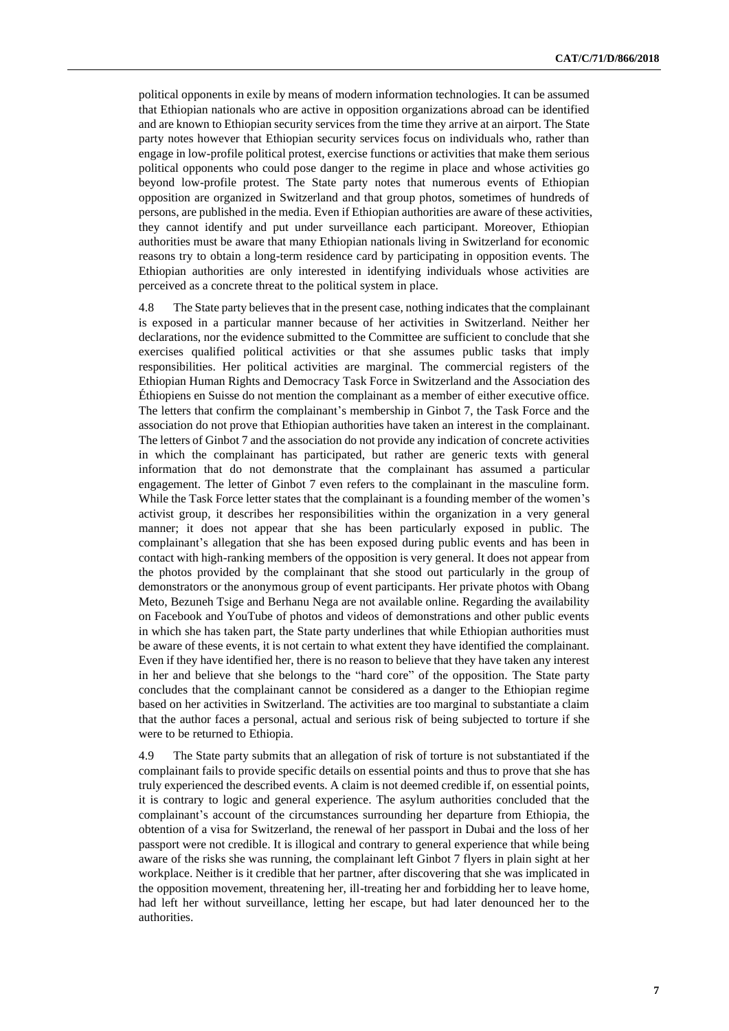political opponents in exile by means of modern information technologies. It can be assumed that Ethiopian nationals who are active in opposition organizations abroad can be identified and are known to Ethiopian security services from the time they arrive at an airport. The State party notes however that Ethiopian security services focus on individuals who, rather than engage in low-profile political protest, exercise functions or activities that make them serious political opponents who could pose danger to the regime in place and whose activities go beyond low-profile protest. The State party notes that numerous events of Ethiopian opposition are organized in Switzerland and that group photos, sometimes of hundreds of persons, are published in the media. Even if Ethiopian authorities are aware of these activities, they cannot identify and put under surveillance each participant. Moreover, Ethiopian authorities must be aware that many Ethiopian nationals living in Switzerland for economic reasons try to obtain a long-term residence card by participating in opposition events. The Ethiopian authorities are only interested in identifying individuals whose activities are perceived as a concrete threat to the political system in place.

4.8 The State party believes that in the present case, nothing indicates that the complainant is exposed in a particular manner because of her activities in Switzerland. Neither her declarations, nor the evidence submitted to the Committee are sufficient to conclude that she exercises qualified political activities or that she assumes public tasks that imply responsibilities. Her political activities are marginal. The commercial registers of the Ethiopian Human Rights and Democracy Task Force in Switzerland and the Association des Éthiopiens en Suisse do not mention the complainant as a member of either executive office. The letters that confirm the complainant's membership in Ginbot 7, the Task Force and the association do not prove that Ethiopian authorities have taken an interest in the complainant. The letters of Ginbot 7 and the association do not provide any indication of concrete activities in which the complainant has participated, but rather are generic texts with general information that do not demonstrate that the complainant has assumed a particular engagement. The letter of Ginbot 7 even refers to the complainant in the masculine form. While the Task Force letter states that the complainant is a founding member of the women's activist group, it describes her responsibilities within the organization in a very general manner; it does not appear that she has been particularly exposed in public. The complainant's allegation that she has been exposed during public events and has been in contact with high-ranking members of the opposition is very general. It does not appear from the photos provided by the complainant that she stood out particularly in the group of demonstrators or the anonymous group of event participants. Her private photos with Obang Meto, Bezuneh Tsige and Berhanu Nega are not available online. Regarding the availability on Facebook and YouTube of photos and videos of demonstrations and other public events in which she has taken part, the State party underlines that while Ethiopian authorities must be aware of these events, it is not certain to what extent they have identified the complainant. Even if they have identified her, there is no reason to believe that they have taken any interest in her and believe that she belongs to the "hard core" of the opposition. The State party concludes that the complainant cannot be considered as a danger to the Ethiopian regime based on her activities in Switzerland. The activities are too marginal to substantiate a claim that the author faces a personal, actual and serious risk of being subjected to torture if she were to be returned to Ethiopia.

4.9 The State party submits that an allegation of risk of torture is not substantiated if the complainant fails to provide specific details on essential points and thus to prove that she has truly experienced the described events. A claim is not deemed credible if, on essential points, it is contrary to logic and general experience. The asylum authorities concluded that the complainant's account of the circumstances surrounding her departure from Ethiopia, the obtention of a visa for Switzerland, the renewal of her passport in Dubai and the loss of her passport were not credible. It is illogical and contrary to general experience that while being aware of the risks she was running, the complainant left Ginbot 7 flyers in plain sight at her workplace. Neither is it credible that her partner, after discovering that she was implicated in the opposition movement, threatening her, ill-treating her and forbidding her to leave home, had left her without surveillance, letting her escape, but had later denounced her to the authorities.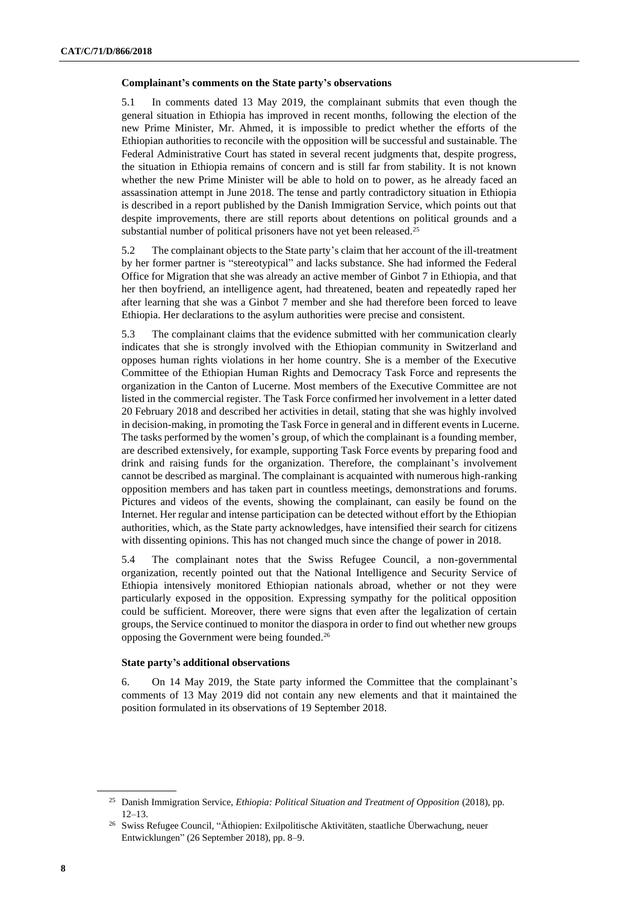### Complainant's comments on the State party's observations

5.1 In comments dated 13 May 2019, the complainant submits that even though the general situation in Ethiopia has improved in recent months, following the election of the new Prime Minister, Mr. Ahmed, it is impossible to predict whether the efforts of the Ethiopian authorities to reconcile with the opposition will be successful and sustainable. The Federal Administrative Court has stated in several recent judgments that, despite progress, the situation in Ethiopia remains of concern and is still far from stability. It is not known whether the new Prime Minister will be able to hold on to power, as he already faced an assassination attempt in June 2018. The tense and partly contradictory situation in Ethiopia is described in a report published by the Danish Immigration Service, which points out that despite improvements, there are still reports about detentions on political grounds and a substantial number of political prisoners have not yet been released.[25]

5.2 The complainant objects to the State party's claim that her account of the ill-treatment by her former partner is "stereotypical" and lacks substance. She had informed the Federal Office for Migration that she was already an active member of Ginbot 7 in Ethiopia, and that her then boyfriend, an intelligence agent, had threatened, beaten and repeatedly raped her after learning that she was a Ginbot 7 member and she had therefore been forced to leave Ethiopia. Her declarations to the asylum authorities were precise and consistent.

5.3 The complainant claims that the evidence submitted with her communication clearly indicates that she is strongly involved with the Ethiopian community in Switzerland and opposes human rights violations in her home country. She is a member of the Executive Committee of the Ethiopian Human Rights and Democracy Task Force and represents the organization in the Canton of Lucerne. Most members of the Executive Committee are not listed in the commercial register. The Task Force confirmed her involvement in a letter dated 20 February 2018 and described her activities in detail, stating that she was highly involved in decision-making, in promoting the Task Force in general and in different events in Lucerne. The tasks performed by the women's group, of which the complainant is a founding member, are described extensively, for example, supporting Task Force events by preparing food and drink and raising funds for the organization. Therefore, the complainant's involvement cannot be described as marginal. The complainant is acquainted with numerous high-ranking opposition members and has taken part in countless meetings, demonstrations and forums. Pictures and videos of the events, showing the complainant, can easily be found on the Internet. Her regular and intense participation can be detected without effort by the Ethiopian authorities, which, as the State party acknowledges, have intensified their search for citizens with dissenting opinions. This has not changed much since the change of power in 2018.

5.4 The complainant notes that the Swiss Refugee Council, a non-governmental organization, recently pointed out that the National Intelligence and Security Service of Ethiopia intensively monitored Ethiopian nationals abroad, whether or not they were particularly exposed in the opposition. Expressing sympathy for the political opposition could be sufficient. Moreover, there were signs that even after the legalization of certain groups, the Service continued to monitor the diaspora in order to find out whether new groups opposing the Government were being founded.[26]

### State party's additional observations

6. On 14 May 2019, the State party informed the Committee that the complainant's comments of 13 May 2019 did not contain any new elements and that it maintained the position formulated in its observations of 19 September 2018.

---

[25] Danish Immigration Service, *Ethiopia: Political Situation and Treatment of Opposition* (2018), pp. 12–13.

[26] Swiss Refugee Council, "Äthiopien: Exilpolitische Aktivitäten, staatliche Überwachung, neuer Entwicklungen" (26 September 2018), pp. 8–9.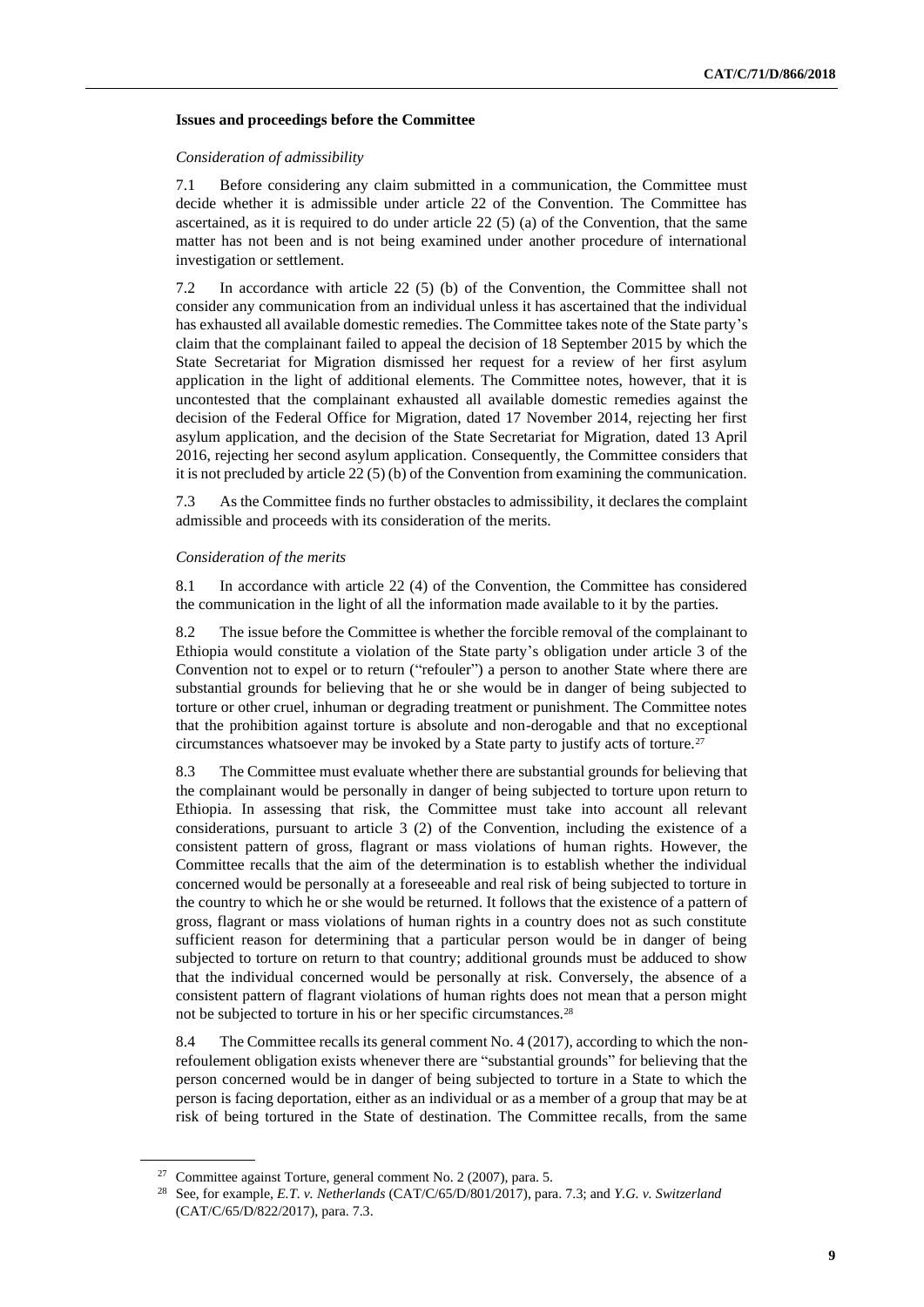### Issues and proceedings before the Committee

*Consideration of admissibility*

7.1 Before considering any claim submitted in a communication, the Committee must decide whether it is admissible under article 22 of the Convention. The Committee has ascertained, as it is required to do under article 22 (5) (a) of the Convention, that the same matter has not been and is not being examined under another procedure of international investigation or settlement.

7.2 In accordance with article 22 (5) (b) of the Convention, the Committee shall not consider any communication from an individual unless it has ascertained that the individual has exhausted all available domestic remedies. The Committee takes note of the State party's claim that the complainant failed to appeal the decision of 18 September 2015 by which the State Secretariat for Migration dismissed her request for a review of her first asylum application in the light of additional elements. The Committee notes, however, that it is uncontested that the complainant exhausted all available domestic remedies against the decision of the Federal Office for Migration, dated 17 November 2014, rejecting her first asylum application, and the decision of the State Secretariat for Migration, dated 13 April 2016, rejecting her second asylum application. Consequently, the Committee considers that it is not precluded by article 22 (5) (b) of the Convention from examining the communication.

7.3 As the Committee finds no further obstacles to admissibility, it declares the complaint admissible and proceeds with its consideration of the merits.

*Consideration of the merits*

8.1 In accordance with article 22 (4) of the Convention, the Committee has considered the communication in the light of all the information made available to it by the parties.

8.2 The issue before the Committee is whether the forcible removal of the complainant to Ethiopia would constitute a violation of the State party's obligation under article 3 of the Convention not to expel or to return ("refouler") a person to another State where there are substantial grounds for believing that he or she would be in danger of being subjected to torture or other cruel, inhuman or degrading treatment or punishment. The Committee notes that the prohibition against torture is absolute and non-derogable and that no exceptional circumstances whatsoever may be invoked by a State party to justify acts of torture.[27]

8.3 The Committee must evaluate whether there are substantial grounds for believing that the complainant would be personally in danger of being subjected to torture upon return to Ethiopia. In assessing that risk, the Committee must take into account all relevant considerations, pursuant to article 3 (2) of the Convention, including the existence of a consistent pattern of gross, flagrant or mass violations of human rights. However, the Committee recalls that the aim of the determination is to establish whether the individual concerned would be personally at a foreseeable and real risk of being subjected to torture in the country to which he or she would be returned. It follows that the existence of a pattern of gross, flagrant or mass violations of human rights in a country does not as such constitute sufficient reason for determining that a particular person would be in danger of being subjected to torture on return to that country; additional grounds must be adduced to show that the individual concerned would be personally at risk. Conversely, the absence of a consistent pattern of flagrant violations of human rights does not mean that a person might not be subjected to torture in his or her specific circumstances.[28]

8.4 The Committee recalls its general comment No. 4 (2017), according to which the non-refoulement obligation exists whenever there are "substantial grounds" for believing that the person concerned would be in danger of being subjected to torture in a State to which the person is facing deportation, either as an individual or as a member of a group that may be at risk of being tortured in the State of destination. The Committee recalls, from the same

---

[27] Committee against Torture, general comment No. 2 (2007), para. 5.

[28] See, for example, *E.T. v. Netherlands* (CAT/C/65/D/801/2017), para. 7.3; and *Y.G. v. Switzerland* (CAT/C/65/D/822/2017), para. 7.3.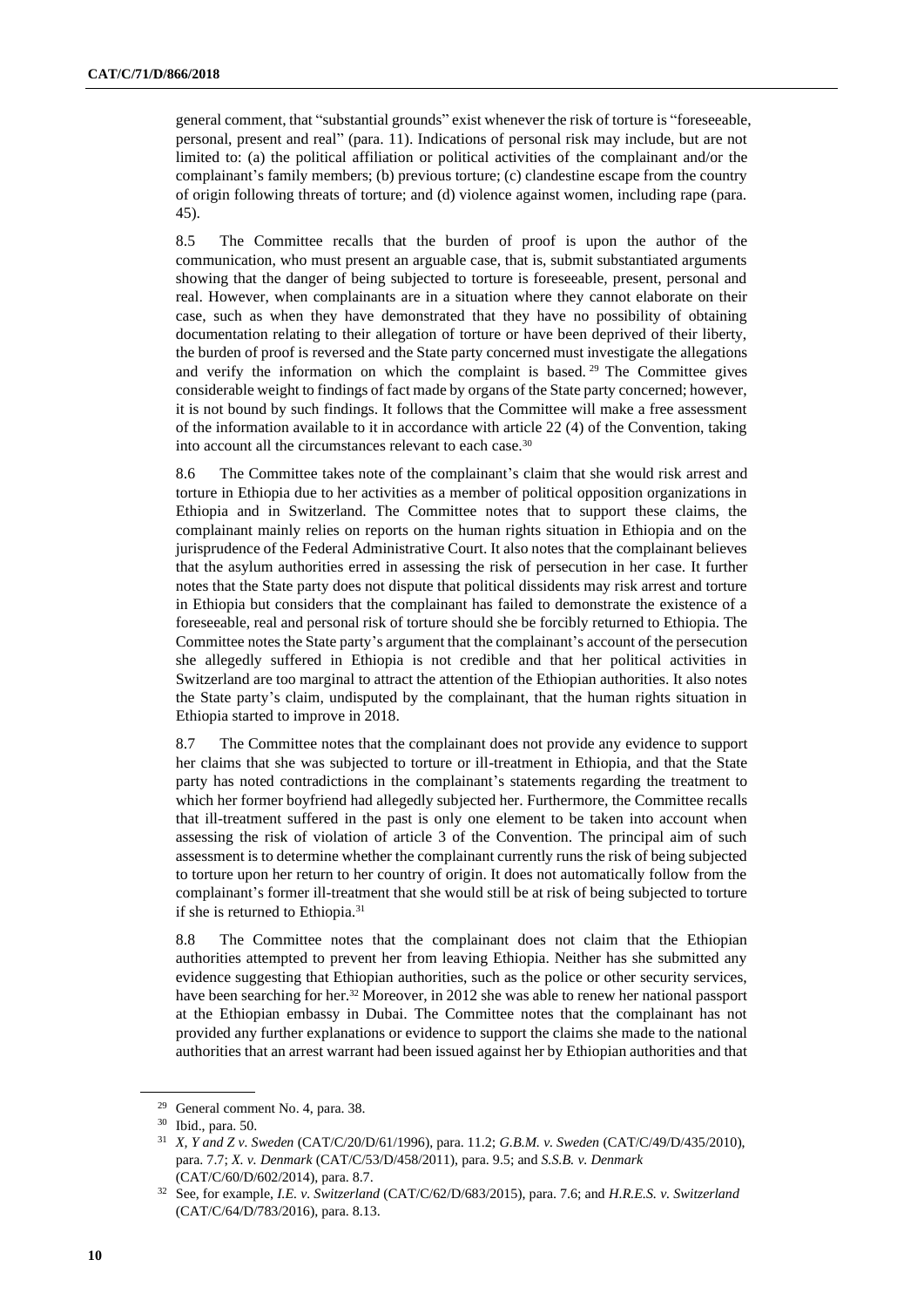general comment, that "substantial grounds" exist whenever the risk of torture is "foreseeable, personal, present and real" (para. 11). Indications of personal risk may include, but are not limited to: (a) the political affiliation or political activities of the complainant and/or the complainant's family members; (b) previous torture; (c) clandestine escape from the country of origin following threats of torture; and (d) violence against women, including rape (para. 45).

8.5 The Committee recalls that the burden of proof is upon the author of the communication, who must present an arguable case, that is, submit substantiated arguments showing that the danger of being subjected to torture is foreseeable, present, personal and real. However, when complainants are in a situation where they cannot elaborate on their case, such as when they have demonstrated that they have no possibility of obtaining documentation relating to their allegation of torture or have been deprived of their liberty, the burden of proof is reversed and the State party concerned must investigate the allegations and verify the information on which the complaint is based.[29] The Committee gives considerable weight to findings of fact made by organs of the State party concerned; however, it is not bound by such findings. It follows that the Committee will make a free assessment of the information available to it in accordance with article 22 (4) of the Convention, taking into account all the circumstances relevant to each case.[30]

8.6 The Committee takes note of the complainant's claim that she would risk arrest and torture in Ethiopia due to her activities as a member of political opposition organizations in Ethiopia and in Switzerland. The Committee notes that to support these claims, the complainant mainly relies on reports on the human rights situation in Ethiopia and on the jurisprudence of the Federal Administrative Court. It also notes that the complainant believes that the asylum authorities erred in assessing the risk of persecution in her case. It further notes that the State party does not dispute that political dissidents may risk arrest and torture in Ethiopia but considers that the complainant has failed to demonstrate the existence of a foreseeable, real and personal risk of torture should she be forcibly returned to Ethiopia. The Committee notes the State party's argument that the complainant's account of the persecution she allegedly suffered in Ethiopia is not credible and that her political activities in Switzerland are too marginal to attract the attention of the Ethiopian authorities. It also notes the State party's claim, undisputed by the complainant, that the human rights situation in Ethiopia started to improve in 2018.

8.7 The Committee notes that the complainant does not provide any evidence to support her claims that she was subjected to torture or ill-treatment in Ethiopia, and that the State party has noted contradictions in the complainant's statements regarding the treatment to which her former boyfriend had allegedly subjected her. Furthermore, the Committee recalls that ill-treatment suffered in the past is only one element to be taken into account when assessing the risk of violation of article 3 of the Convention. The principal aim of such assessment is to determine whether the complainant currently runs the risk of being subjected to torture upon her return to her country of origin. It does not automatically follow from the complainant's former ill-treatment that she would still be at risk of being subjected to torture if she is returned to Ethiopia.[31]

8.8 The Committee notes that the complainant does not claim that the Ethiopian authorities attempted to prevent her from leaving Ethiopia. Neither has she submitted any evidence suggesting that Ethiopian authorities, such as the police or other security services, have been searching for her.[32] Moreover, in 2012 she was able to renew her national passport at the Ethiopian embassy in Dubai. The Committee notes that the complainant has not provided any further explanations or evidence to support the claims she made to the national authorities that an arrest warrant had been issued against her by Ethiopian authorities and that

---

[29] General comment No. 4, para. 38.

[30] Ibid., para. 50.

[31] *X, Y and Z v. Sweden* (CAT/C/20/D/61/1996), para. 11.2; *G.B.M. v. Sweden* (CAT/C/49/D/435/2010), para. 7.7; *X. v. Denmark* (CAT/C/53/D/458/2011), para. 9.5; and *S.S.B. v. Denmark* (CAT/C/60/D/602/2014), para. 8.7.

[32] See, for example, *I.E. v. Switzerland* (CAT/C/62/D/683/2015), para. 7.6; and *H.R.E.S. v. Switzerland* (CAT/C/64/D/783/2016), para. 8.13.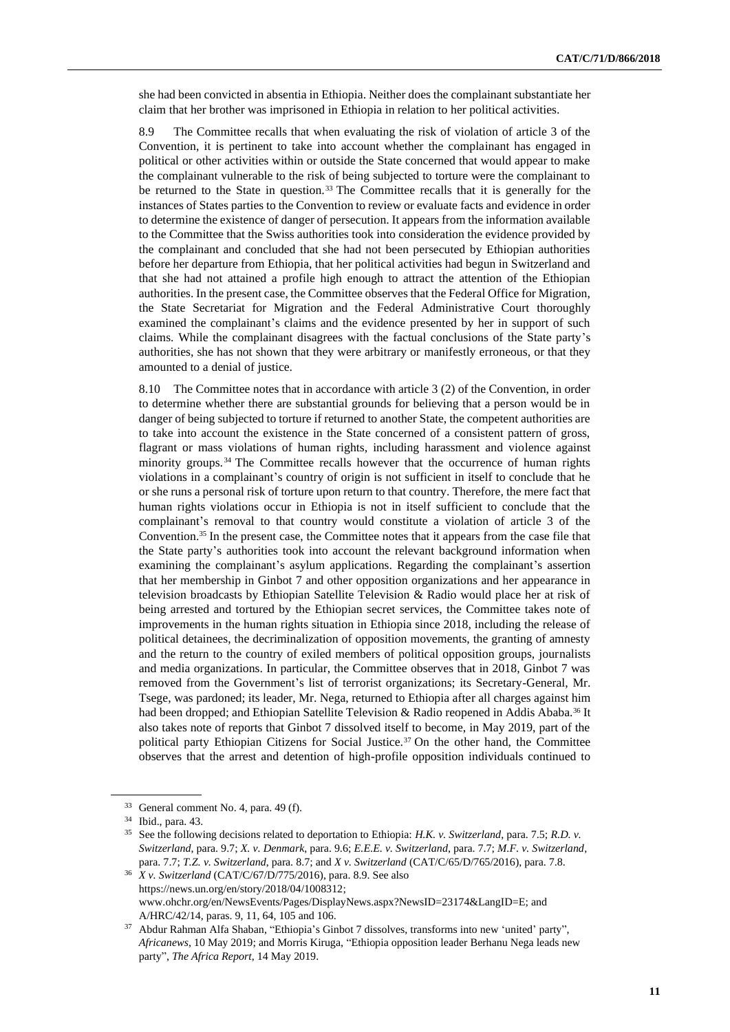she had been convicted in absentia in Ethiopia. Neither does the complainant substantiate her claim that her brother was imprisoned in Ethiopia in relation to her political activities.

8.9 The Committee recalls that when evaluating the risk of violation of article 3 of the Convention, it is pertinent to take into account whether the complainant has engaged in political or other activities within or outside the State concerned that would appear to make the complainant vulnerable to the risk of being subjected to torture were the complainant to be returned to the State in question.[33] The Committee recalls that it is generally for the instances of States parties to the Convention to review or evaluate facts and evidence in order to determine the existence of danger of persecution. It appears from the information available to the Committee that the Swiss authorities took into consideration the evidence provided by the complainant and concluded that she had not been persecuted by Ethiopian authorities before her departure from Ethiopia, that her political activities had begun in Switzerland and that she had not attained a profile high enough to attract the attention of the Ethiopian authorities. In the present case, the Committee observes that the Federal Office for Migration, the State Secretariat for Migration and the Federal Administrative Court thoroughly examined the complainant's claims and the evidence presented by her in support of such claims. While the complainant disagrees with the factual conclusions of the State party's authorities, she has not shown that they were arbitrary or manifestly erroneous, or that they amounted to a denial of justice.

8.10 The Committee notes that in accordance with article 3 (2) of the Convention, in order to determine whether there are substantial grounds for believing that a person would be in danger of being subjected to torture if returned to another State, the competent authorities are to take into account the existence in the State concerned of a consistent pattern of gross, flagrant or mass violations of human rights, including harassment and violence against minority groups.[34] The Committee recalls however that the occurrence of human rights violations in a complainant's country of origin is not sufficient in itself to conclude that he or she runs a personal risk of torture upon return to that country. Therefore, the mere fact that human rights violations occur in Ethiopia is not in itself sufficient to conclude that the complainant's removal to that country would constitute a violation of article 3 of the Convention.[35] In the present case, the Committee notes that it appears from the case file that the State party's authorities took into account the relevant background information when examining the complainant's asylum applications. Regarding the complainant's assertion that her membership in Ginbot 7 and other opposition organizations and her appearance in television broadcasts by Ethiopian Satellite Television & Radio would place her at risk of being arrested and tortured by the Ethiopian secret services, the Committee takes note of improvements in the human rights situation in Ethiopia since 2018, including the release of political detainees, the decriminalization of opposition movements, the granting of amnesty and the return to the country of exiled members of political opposition groups, journalists and media organizations. In particular, the Committee observes that in 2018, Ginbot 7 was removed from the Government's list of terrorist organizations; its Secretary-General, Mr. Tsege, was pardoned; its leader, Mr. Nega, returned to Ethiopia after all charges against him had been dropped; and Ethiopian Satellite Television & Radio reopened in Addis Ababa.[36] It also takes note of reports that Ginbot 7 dissolved itself to become, in May 2019, part of the political party Ethiopian Citizens for Social Justice.[37] On the other hand, the Committee observes that the arrest and detention of high-profile opposition individuals continued to

---

[33] General comment No. 4, para. 49 (f).

[34] Ibid., para. 43.

[35] See the following decisions related to deportation to Ethiopia: *H.K. v. Switzerland*, para. 7.5; *R.D. v. Switzerland*, para. 9.7; *X. v. Denmark*, para. 9.6; *E.E.E. v. Switzerland*, para. 7.7; *M.F. v. Switzerland*, para. 7.7; *T.Z. v. Switzerland*, para. 8.7; and *X v. Switzerland* (CAT/C/65/D/765/2016), para. 7.8.

[36] *X v. Switzerland* (CAT/C/67/D/775/2016), para. 8.9. See also https://news.un.org/en/story/2018/04/1008312; www.ohchr.org/en/NewsEvents/Pages/DisplayNews.aspx?NewsID=23174&LangID=E; and A/HRC/42/14, paras. 9, 11, 64, 105 and 106.

[37] Abdur Rahman Alfa Shaban, "Ethiopia's Ginbot 7 dissolves, transforms into new 'united' party", *Africanews*, 10 May 2019; and Morris Kiruga, "Ethiopia opposition leader Berhanu Nega leads new party", *The Africa Report*, 14 May 2019.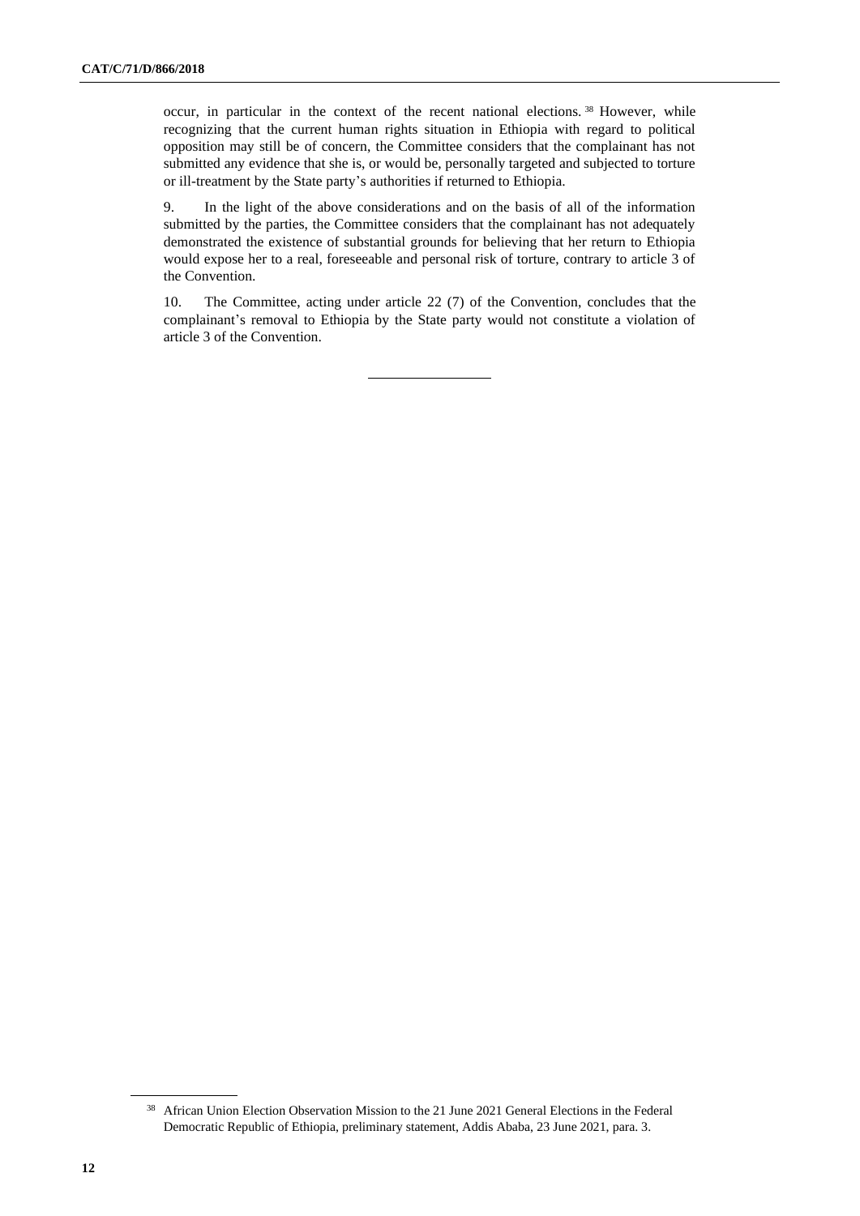occur, in particular in the context of the recent national elections.[38] However, while recognizing that the current human rights situation in Ethiopia with regard to political opposition may still be of concern, the Committee considers that the complainant has not submitted any evidence that she is, or would be, personally targeted and subjected to torture or ill-treatment by the State party's authorities if returned to Ethiopia.

9. In the light of the above considerations and on the basis of all of the information submitted by the parties, the Committee considers that the complainant has not adequately demonstrated the existence of substantial grounds for believing that her return to Ethiopia would expose her to a real, foreseeable and personal risk of torture, contrary to article 3 of the Convention.

10. The Committee, acting under article 22 (7) of the Convention, concludes that the complainant's removal to Ethiopia by the State party would not constitute a violation of article 3 of the Convention.

---

[38] African Union Election Observation Mission to the 21 June 2021 General Elections in the Federal Democratic Republic of Ethiopia, preliminary statement, Addis Ababa, 23 June 2021, para. 3.